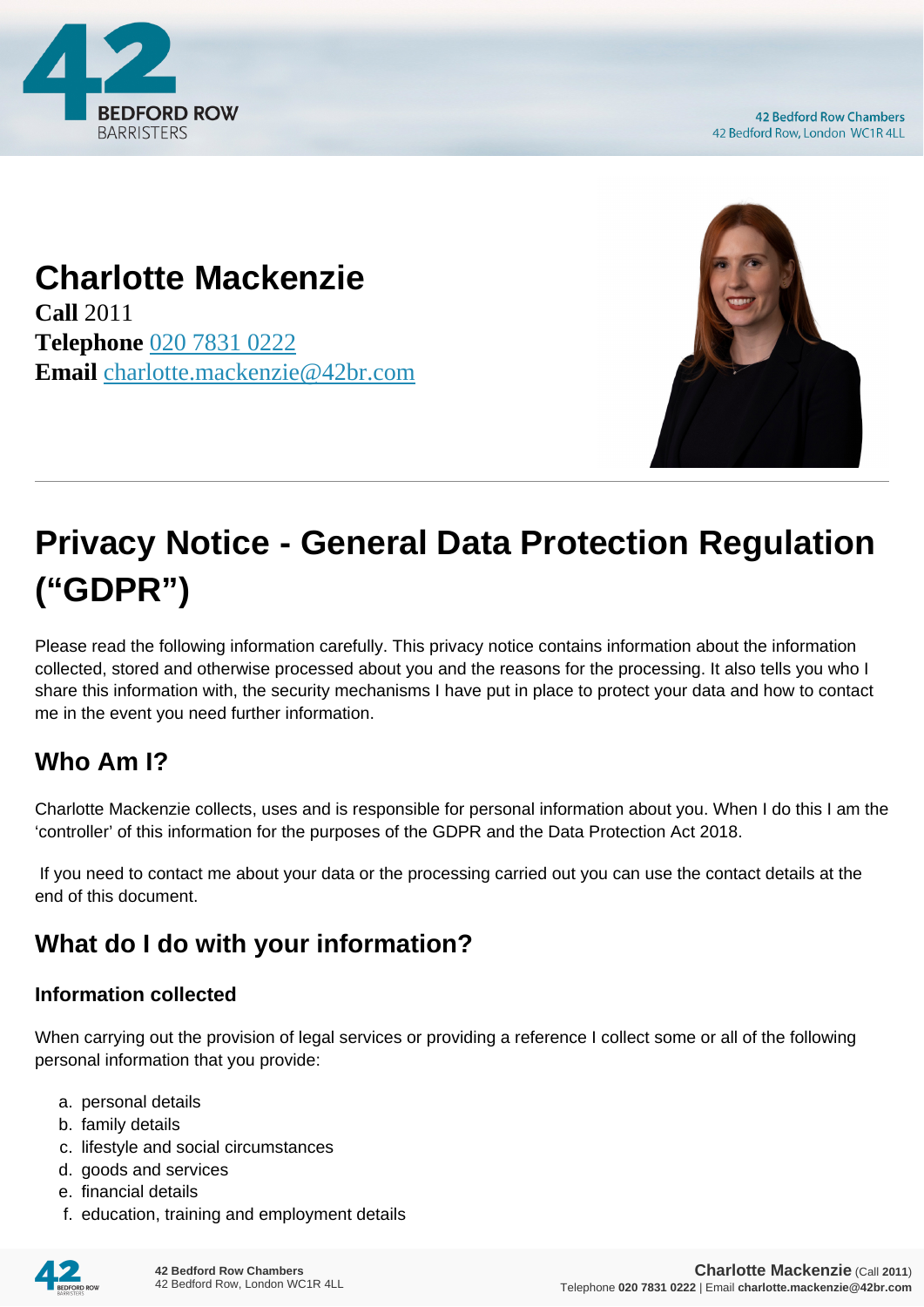# Charlotte Mackenzie

**Call** 2011
**Telephone** 020 7831 0222
**Email** charlotte.mackenzie@42br.com

# Privacy Notice - General Data Protection Regulation ("GDPR")

Please read the following information carefully. This privacy notice contains information about the information collected, stored and otherwise processed about you and the reasons for the processing. It also tells you who I share this information with, the security mechanisms I have put in place to protect your data and how to contact me in the event you need further information.

## Who Am I?

Charlotte Mackenzie collects, uses and is responsible for personal information about you. When I do this I am the 'controller' of this information for the purposes of the GDPR and the Data Protection Act 2018.

If you need to contact me about your data or the processing carried out you can use the contact details at the end of this document.

## What do I do with your information?

### Information collected

When carrying out the provision of legal services or providing a reference I collect some or all of the following personal information that you provide:

a. personal details
b. family details
c. lifestyle and social circumstances
d. goods and services
e. financial details
f. education, training and employment details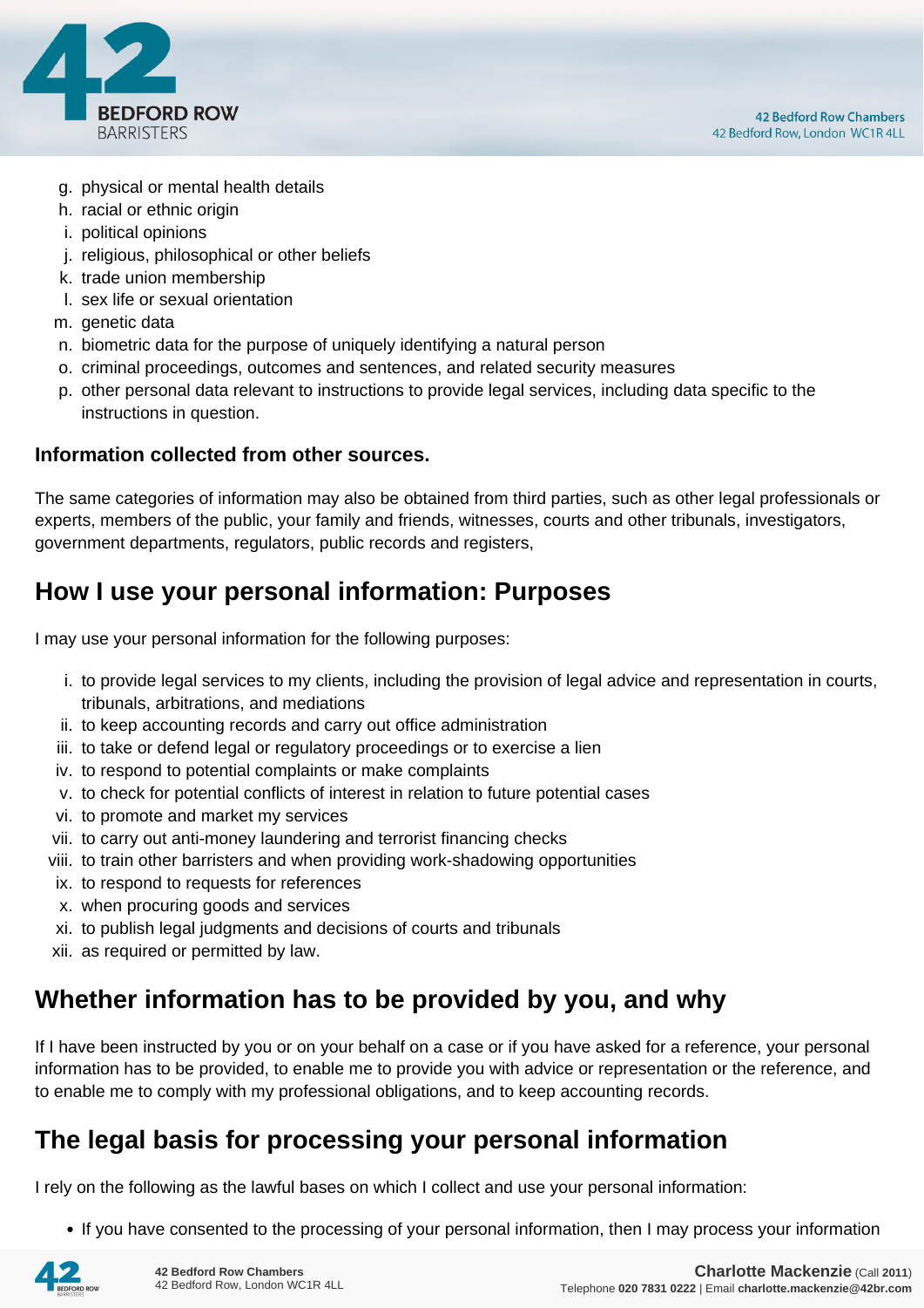g. physical or mental health details
h. racial or ethnic origin
i. political opinions
j. religious, philosophical or other beliefs
k. trade union membership
l. sex life or sexual orientation
m. genetic data
n. biometric data for the purpose of uniquely identifying a natural person
o. criminal proceedings, outcomes and sentences, and related security measures
p. other personal data relevant to instructions to provide legal services, including data specific to the instructions in question.

**Information collected from other sources.**

The same categories of information may also be obtained from third parties, such as other legal professionals or experts, members of the public, your family and friends, witnesses, courts and other tribunals, investigators, government departments, regulators, public records and registers,

## How I use your personal information: Purposes

I may use your personal information for the following purposes:

i. to provide legal services to my clients, including the provision of legal advice and representation in courts, tribunals, arbitrations, and mediations
ii. to keep accounting records and carry out office administration
iii. to take or defend legal or regulatory proceedings or to exercise a lien
iv. to respond to potential complaints or make complaints
v. to check for potential conflicts of interest in relation to future potential cases
vi. to promote and market my services
vii. to carry out anti-money laundering and terrorist financing checks
viii. to train other barristers and when providing work-shadowing opportunities
ix. to respond to requests for references
x. when procuring goods and services
xi. to publish legal judgments and decisions of courts and tribunals
xii. as required or permitted by law.

## Whether information has to be provided by you, and why

If I have been instructed by you or on your behalf on a case or if you have asked for a reference, your personal information has to be provided, to enable me to provide you with advice or representation or the reference, and to enable me to comply with my professional obligations, and to keep accounting records.

## The legal basis for processing your personal information

I rely on the following as the lawful bases on which I collect and use your personal information:

- If you have consented to the processing of your personal information, then I may process your information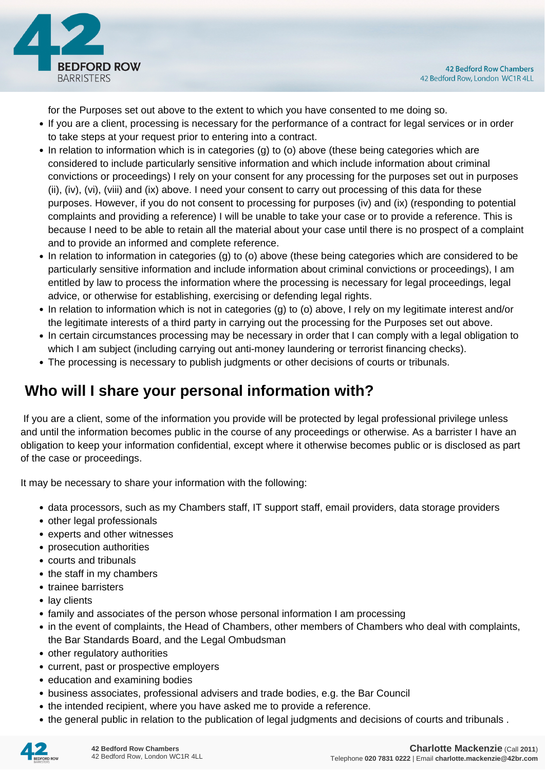for the Purposes set out above to the extent to which you have consented to me doing so.

- If you are a client, processing is necessary for the performance of a contract for legal services or in order to take steps at your request prior to entering into a contract.
- In relation to information which is in categories (g) to (o) above (these being categories which are considered to include particularly sensitive information and which include information about criminal convictions or proceedings) I rely on your consent for any processing for the purposes set out in purposes (ii), (iv), (vi), (viii) and (ix) above. I need your consent to carry out processing of this data for these purposes. However, if you do not consent to processing for purposes (iv) and (ix) (responding to potential complaints and providing a reference) I will be unable to take your case or to provide a reference. This is because I need to be able to retain all the material about your case until there is no prospect of a complaint and to provide an informed and complete reference.
- In relation to information in categories (g) to (o) above (these being categories which are considered to be particularly sensitive information and include information about criminal convictions or proceedings), I am entitled by law to process the information where the processing is necessary for legal proceedings, legal advice, or otherwise for establishing, exercising or defending legal rights.
- In relation to information which is not in categories (g) to (o) above, I rely on my legitimate interest and/or the legitimate interests of a third party in carrying out the processing for the Purposes set out above.
- In certain circumstances processing may be necessary in order that I can comply with a legal obligation to which I am subject (including carrying out anti-money laundering or terrorist financing checks).
- The processing is necessary to publish judgments or other decisions of courts or tribunals.

## Who will I share your personal information with?

If you are a client, some of the information you provide will be protected by legal professional privilege unless and until the information becomes public in the course of any proceedings or otherwise. As a barrister I have an obligation to keep your information confidential, except where it otherwise becomes public or is disclosed as part of the case or proceedings.

It may be necessary to share your information with the following:

- data processors, such as my Chambers staff, IT support staff, email providers, data storage providers
- other legal professionals
- experts and other witnesses
- prosecution authorities
- courts and tribunals
- the staff in my chambers
- trainee barristers
- lay clients
- family and associates of the person whose personal information I am processing
- in the event of complaints, the Head of Chambers, other members of Chambers who deal with complaints, the Bar Standards Board, and the Legal Ombudsman
- other regulatory authorities
- current, past or prospective employers
- education and examining bodies
- business associates, professional advisers and trade bodies, e.g. the Bar Council
- the intended recipient, where you have asked me to provide a reference.
- the general public in relation to the publication of legal judgments and decisions of courts and tribunals .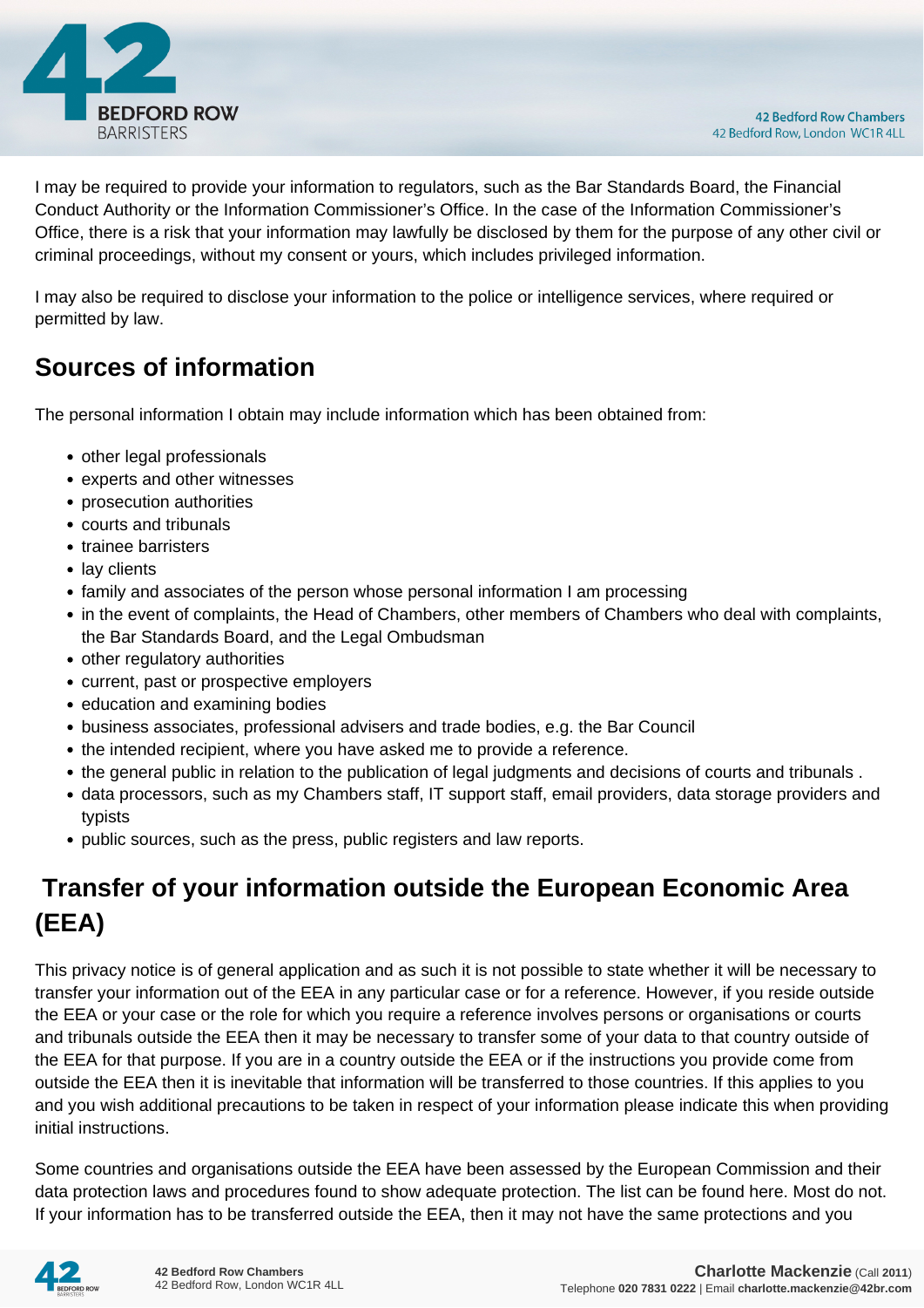I may be required to provide your information to regulators, such as the Bar Standards Board, the Financial Conduct Authority or the Information Commissioner's Office. In the case of the Information Commissioner's Office, there is a risk that your information may lawfully be disclosed by them for the purpose of any other civil or criminal proceedings, without my consent or yours, which includes privileged information.

I may also be required to disclose your information to the police or intelligence services, where required or permitted by law.

## Sources of information

The personal information I obtain may include information which has been obtained from:

- other legal professionals
- experts and other witnesses
- prosecution authorities
- courts and tribunals
- trainee barristers
- lay clients
- family and associates of the person whose personal information I am processing
- in the event of complaints, the Head of Chambers, other members of Chambers who deal with complaints, the Bar Standards Board, and the Legal Ombudsman
- other regulatory authorities
- current, past or prospective employers
- education and examining bodies
- business associates, professional advisers and trade bodies, e.g. the Bar Council
- the intended recipient, where you have asked me to provide a reference.
- the general public in relation to the publication of legal judgments and decisions of courts and tribunals .
- data processors, such as my Chambers staff, IT support staff, email providers, data storage providers and typists
- public sources, such as the press, public registers and law reports.

## Transfer of your information outside the European Economic Area (EEA)

This privacy notice is of general application and as such it is not possible to state whether it will be necessary to transfer your information out of the EEA in any particular case or for a reference. However, if you reside outside the EEA or your case or the role for which you require a reference involves persons or organisations or courts and tribunals outside the EEA then it may be necessary to transfer some of your data to that country outside of the EEA for that purpose. If you are in a country outside the EEA or if the instructions you provide come from outside the EEA then it is inevitable that information will be transferred to those countries. If this applies to you and you wish additional precautions to be taken in respect of your information please indicate this when providing initial instructions.

Some countries and organisations outside the EEA have been assessed by the European Commission and their data protection laws and procedures found to show adequate protection. The list can be found here. Most do not. If your information has to be transferred outside the EEA, then it may not have the same protections and you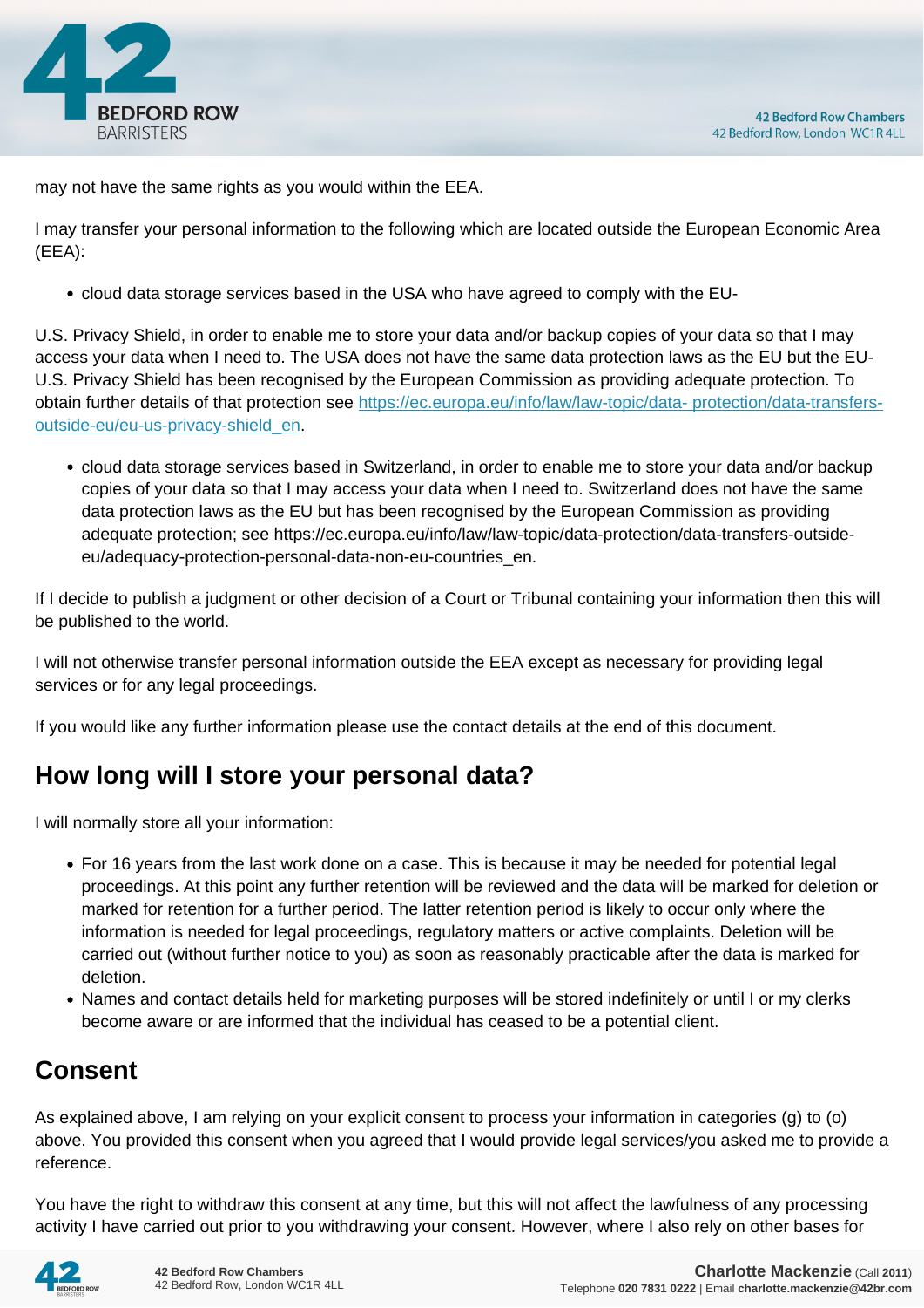may not have the same rights as you would within the EEA.

I may transfer your personal information to the following which are located outside the European Economic Area (EEA):

- cloud data storage services based in the USA who have agreed to comply with the EU-

U.S. Privacy Shield, in order to enable me to store your data and/or backup copies of your data so that I may access your data when I need to. The USA does not have the same data protection laws as the EU but the EU-U.S. Privacy Shield has been recognised by the European Commission as providing adequate protection. To obtain further details of that protection see [https://ec.europa.eu/info/law/law-topic/data- protection/data-transfers-outside-eu/eu-us-privacy-shield_en](https://ec.europa.eu/info/law/law-topic/data-protection/data-transfers-outside-eu/eu-us-privacy-shield_en).

- cloud data storage services based in Switzerland, in order to enable me to store your data and/or backup copies of your data so that I may access your data when I need to. Switzerland does not have the same data protection laws as the EU but has been recognised by the European Commission as providing adequate protection; see https://ec.europa.eu/info/law/law-topic/data-protection/data-transfers-outside-eu/adequacy-protection-personal-data-non-eu-countries_en.

If I decide to publish a judgment or other decision of a Court or Tribunal containing your information then this will be published to the world.

I will not otherwise transfer personal information outside the EEA except as necessary for providing legal services or for any legal proceedings.

If you would like any further information please use the contact details at the end of this document.

## How long will I store your personal data?

I will normally store all your information:

- For 16 years from the last work done on a case. This is because it may be needed for potential legal proceedings. At this point any further retention will be reviewed and the data will be marked for deletion or marked for retention for a further period. The latter retention period is likely to occur only where the information is needed for legal proceedings, regulatory matters or active complaints. Deletion will be carried out (without further notice to you) as soon as reasonably practicable after the data is marked for deletion.
- Names and contact details held for marketing purposes will be stored indefinitely or until I or my clerks become aware or are informed that the individual has ceased to be a potential client.

## Consent

As explained above, I am relying on your explicit consent to process your information in categories (g) to (o) above. You provided this consent when you agreed that I would provide legal services/you asked me to provide a reference.

You have the right to withdraw this consent at any time, but this will not affect the lawfulness of any processing activity I have carried out prior to you withdrawing your consent. However, where I also rely on other bases for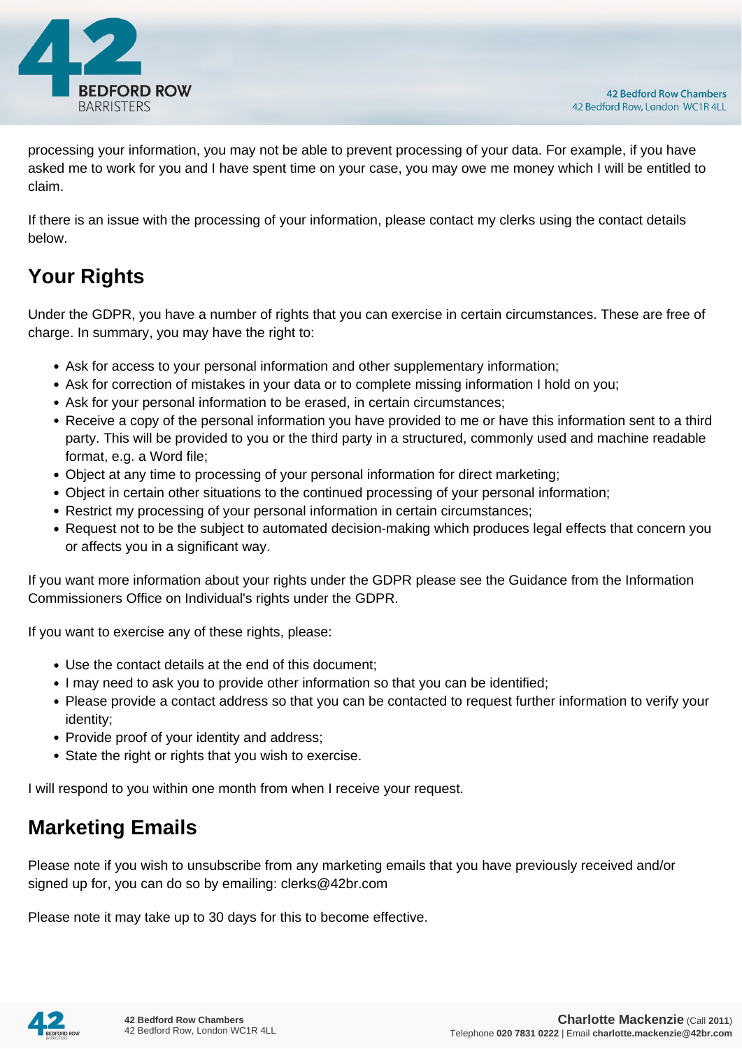processing your information, you may not be able to prevent processing of your data. For example, if you have asked me to work for you and I have spent time on your case, you may owe me money which I will be entitled to claim.

If there is an issue with the processing of your information, please contact my clerks using the contact details below.

## Your Rights

Under the GDPR, you have a number of rights that you can exercise in certain circumstances. These are free of charge. In summary, you may have the right to:

- Ask for access to your personal information and other supplementary information;
- Ask for correction of mistakes in your data or to complete missing information I hold on you;
- Ask for your personal information to be erased, in certain circumstances;
- Receive a copy of the personal information you have provided to me or have this information sent to a third party. This will be provided to you or the third party in a structured, commonly used and machine readable format, e.g. a Word file;
- Object at any time to processing of your personal information for direct marketing;
- Object in certain other situations to the continued processing of your personal information;
- Restrict my processing of your personal information in certain circumstances;
- Request not to be the subject to automated decision-making which produces legal effects that concern you or affects you in a significant way.

If you want more information about your rights under the GDPR please see the Guidance from the Information Commissioners Office on Individual's rights under the GDPR.

If you want to exercise any of these rights, please:

- Use the contact details at the end of this document;
- I may need to ask you to provide other information so that you can be identified;
- Please provide a contact address so that you can be contacted to request further information to verify your identity;
- Provide proof of your identity and address;
- State the right or rights that you wish to exercise.

I will respond to you within one month from when I receive your request.

## Marketing Emails

Please note if you wish to unsubscribe from any marketing emails that you have previously received and/or signed up for, you can do so by emailing: clerks@42br.com

Please note it may take up to 30 days for this to become effective.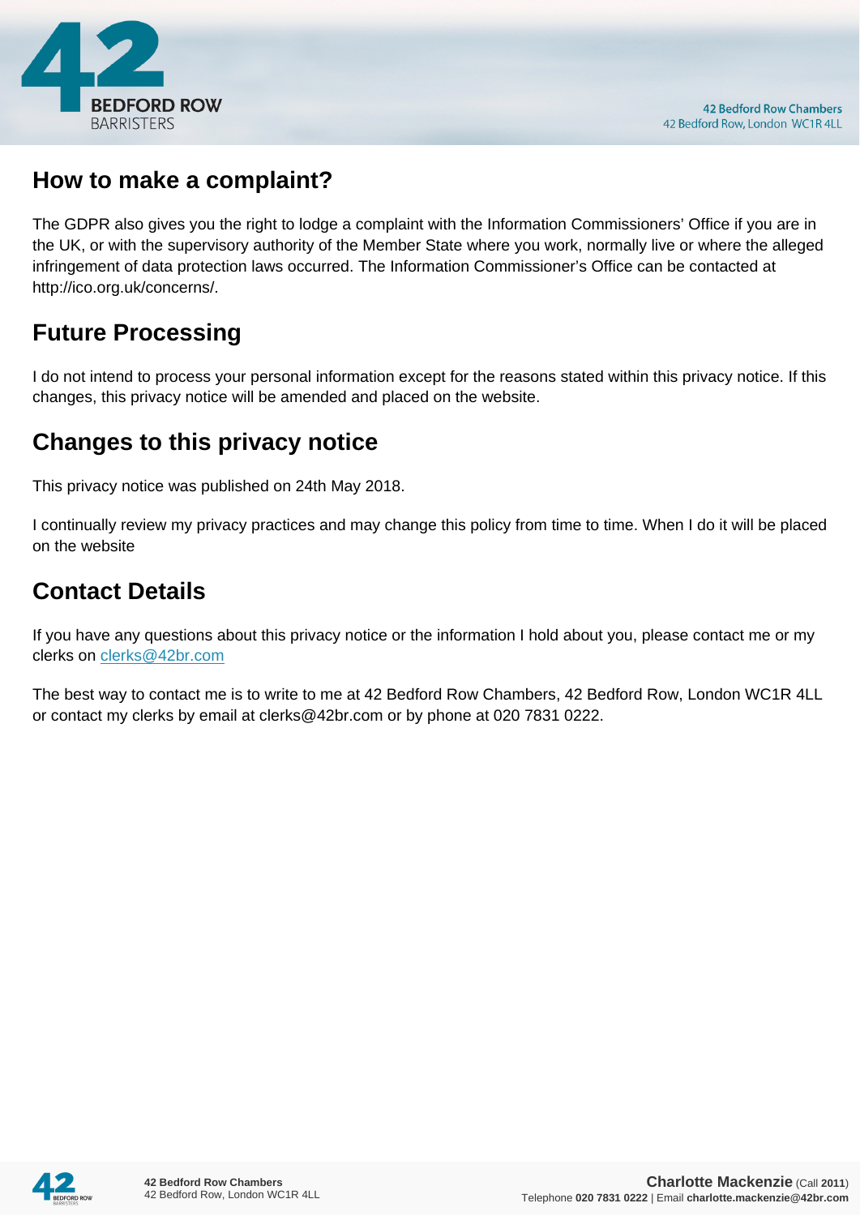## How to make a complaint?

The GDPR also gives you the right to lodge a complaint with the Information Commissioners' Office if you are in the UK, or with the supervisory authority of the Member State where you work, normally live or where the alleged infringement of data protection laws occurred. The Information Commissioner's Office can be contacted at http://ico.org.uk/concerns/.

## Future Processing

I do not intend to process your personal information except for the reasons stated within this privacy notice. If this changes, this privacy notice will be amended and placed on the website.

## Changes to this privacy notice

This privacy notice was published on 24th May 2018.

I continually review my privacy practices and may change this policy from time to time. When I do it will be placed on the website

## Contact Details

If you have any questions about this privacy notice or the information I hold about you, please contact me or my clerks on clerks@42br.com

The best way to contact me is to write to me at 42 Bedford Row Chambers, 42 Bedford Row, London WC1R 4LL or contact my clerks by email at clerks@42br.com or by phone at 020 7831 0222.